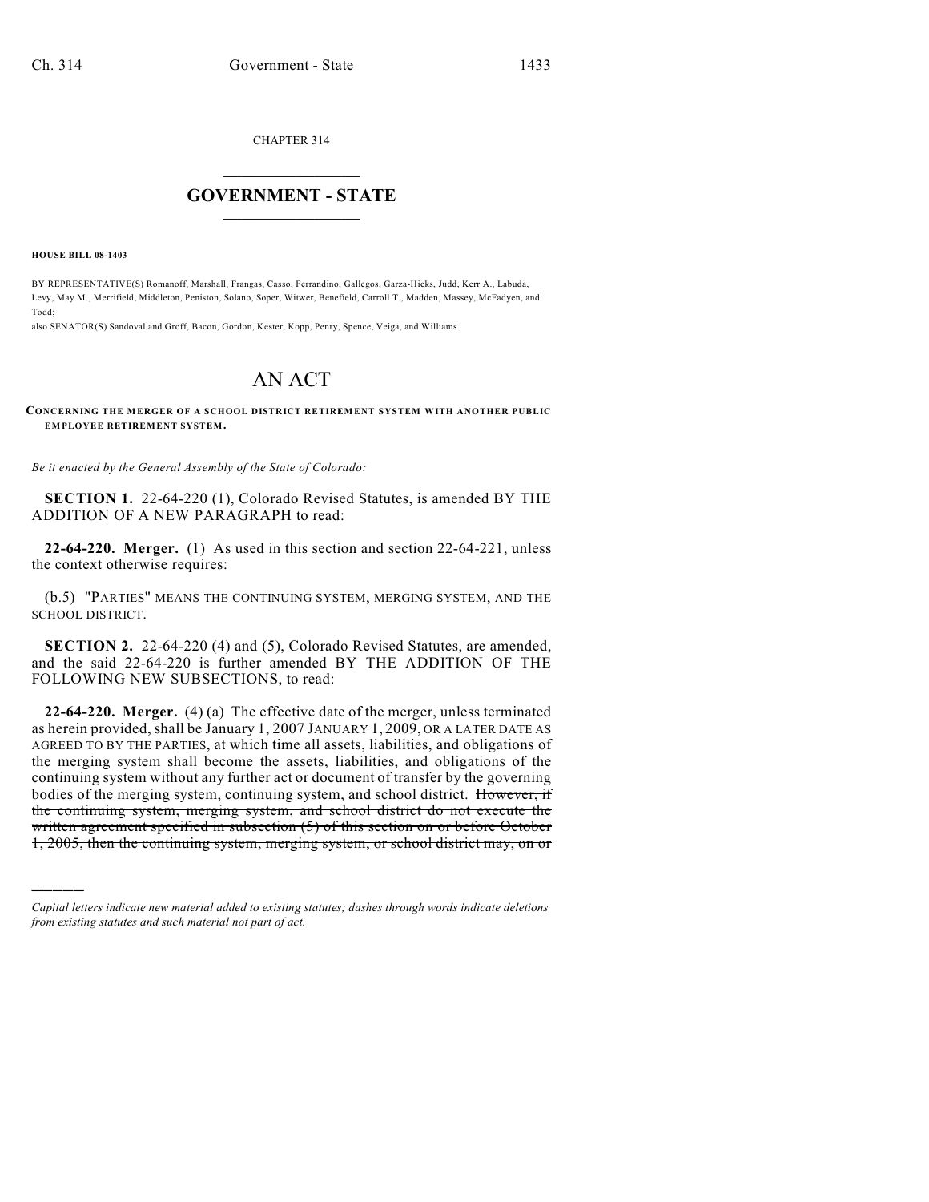CHAPTER 314

## GOVERNMENT - STATE

**HOUSE BILL 08-1403**

BY REPRESENTATIVE(S) Romanoff, Marshall, Frangas, Casso, Ferrandino, Gallegos, Garza-Hicks, Judd, Kerr A., Labuda, Levy, May M., Merrifield, Middleton, Peniston, Solano, Soper, Witwer, Benefield, Carroll T., Madden, Massey, McFadyen, and Todd;
also SENATOR(S) Sandoval and Groff, Bacon, Gordon, Kester, Kopp, Penry, Spence, Veiga, and Williams.

# AN ACT

**CONCERNING THE MERGER OF A SCHOOL DISTRICT RETIREMENT SYSTEM WITH ANOTHER PUBLIC EMPLOYEE RETIREMENT SYSTEM.**

*Be it enacted by the General Assembly of the State of Colorado:*

**SECTION 1.** 22-64-220 (1), Colorado Revised Statutes, is amended BY THE ADDITION OF A NEW PARAGRAPH to read:

**22-64-220. Merger.** (1) As used in this section and section 22-64-221, unless the context otherwise requires:

(b.5) "PARTIES" MEANS THE CONTINUING SYSTEM, MERGING SYSTEM, AND THE SCHOOL DISTRICT.

**SECTION 2.** 22-64-220 (4) and (5), Colorado Revised Statutes, are amended, and the said 22-64-220 is further amended BY THE ADDITION OF THE FOLLOWING NEW SUBSECTIONS, to read:

**22-64-220. Merger.** (4) (a) The effective date of the merger, unless terminated as herein provided, shall be ~~January 1, 2007~~ JANUARY 1, 2009, OR A LATER DATE AS AGREED TO BY THE PARTIES, at which time all assets, liabilities, and obligations of the merging system shall become the assets, liabilities, and obligations of the continuing system without any further act or document of transfer by the governing bodies of the merging system, continuing system, and school district. ~~However, if the continuing system, merging system, and school district do not execute the written agreement specified in subsection (5) of this section on or before October 1, 2005, then the continuing system, merging system, or school district may, on or~~

---

*Capital letters indicate new material added to existing statutes; dashes through words indicate deletions from existing statutes and such material not part of act.*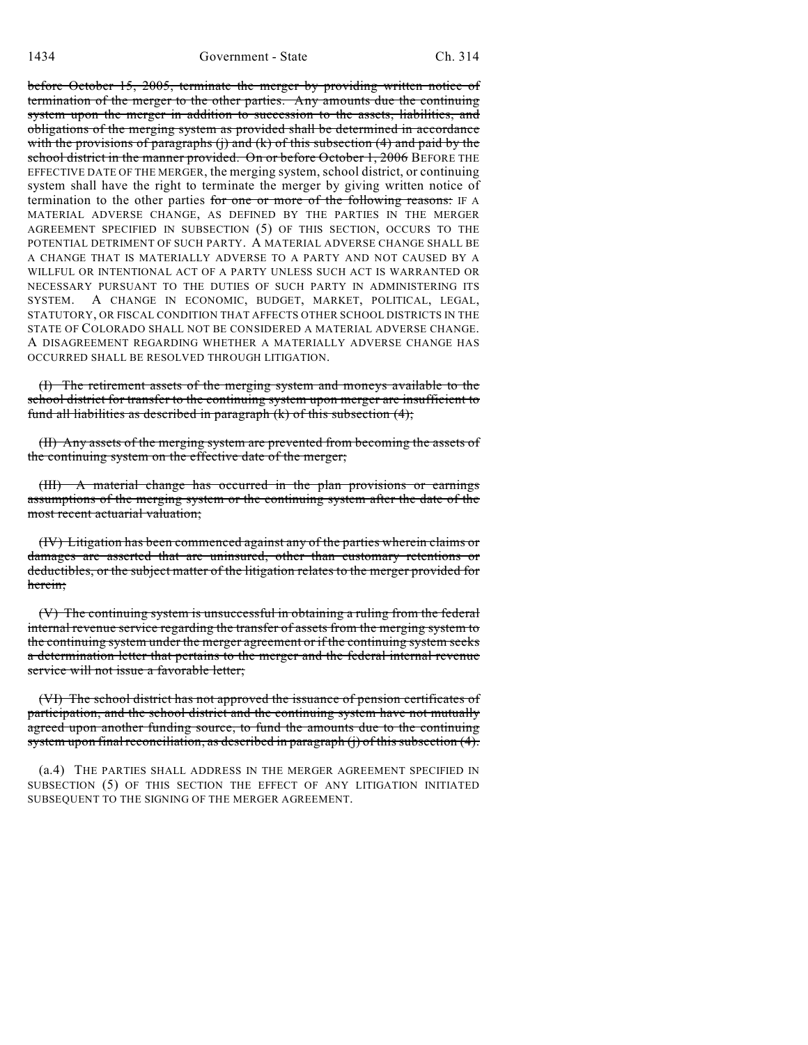~~before October 15, 2005, terminate the merger by providing written notice of termination of the merger to the other parties. Any amounts due the continuing system upon the merger in addition to succession to the assets, liabilities, and obligations of the merging system as provided shall be determined in accordance with the provisions of paragraphs (j) and (k) of this subsection (4) and paid by the school district in the manner provided. On or before October 1, 2006~~ BEFORE THE EFFECTIVE DATE OF THE MERGER, the merging system, school district, or continuing system shall have the right to terminate the merger by giving written notice of termination to the other parties ~~for one or more of the following reasons:~~ IF A MATERIAL ADVERSE CHANGE, AS DEFINED BY THE PARTIES IN THE MERGER AGREEMENT SPECIFIED IN SUBSECTION (5) OF THIS SECTION, OCCURS TO THE POTENTIAL DETRIMENT OF SUCH PARTY. A MATERIAL ADVERSE CHANGE SHALL BE A CHANGE THAT IS MATERIALLY ADVERSE TO A PARTY AND NOT CAUSED BY A WILLFUL OR INTENTIONAL ACT OF A PARTY UNLESS SUCH ACT IS WARRANTED OR NECESSARY PURSUANT TO THE DUTIES OF SUCH PARTY IN ADMINISTERING ITS SYSTEM. A CHANGE IN ECONOMIC, BUDGET, MARKET, POLITICAL, LEGAL, STATUTORY, OR FISCAL CONDITION THAT AFFECTS OTHER SCHOOL DISTRICTS IN THE STATE OF COLORADO SHALL NOT BE CONSIDERED A MATERIAL ADVERSE CHANGE. A DISAGREEMENT REGARDING WHETHER A MATERIALLY ADVERSE CHANGE HAS OCCURRED SHALL BE RESOLVED THROUGH LITIGATION.

~~(I) The retirement assets of the merging system and moneys available to the school district for transfer to the continuing system upon merger are insufficient to fund all liabilities as described in paragraph (k) of this subsection (4);~~

~~(II) Any assets of the merging system are prevented from becoming the assets of the continuing system on the effective date of the merger;~~

~~(III) A material change has occurred in the plan provisions or earnings assumptions of the merging system or the continuing system after the date of the most recent actuarial valuation;~~

~~(IV) Litigation has been commenced against any of the parties wherein claims or damages are asserted that are uninsured, other than customary retentions or deductibles, or the subject matter of the litigation relates to the merger provided for herein;~~

~~(V) The continuing system is unsuccessful in obtaining a ruling from the federal internal revenue service regarding the transfer of assets from the merging system to the continuing system under the merger agreement or if the continuing system seeks a determination letter that pertains to the merger and the federal internal revenue service will not issue a favorable letter;~~

~~(VI) The school district has not approved the issuance of pension certificates of participation, and the school district and the continuing system have not mutually agreed upon another funding source, to fund the amounts due to the continuing system upon final reconciliation, as described in paragraph (j) of this subsection (4).~~

(a.4) THE PARTIES SHALL ADDRESS IN THE MERGER AGREEMENT SPECIFIED IN SUBSECTION (5) OF THIS SECTION THE EFFECT OF ANY LITIGATION INITIATED SUBSEQUENT TO THE SIGNING OF THE MERGER AGREEMENT.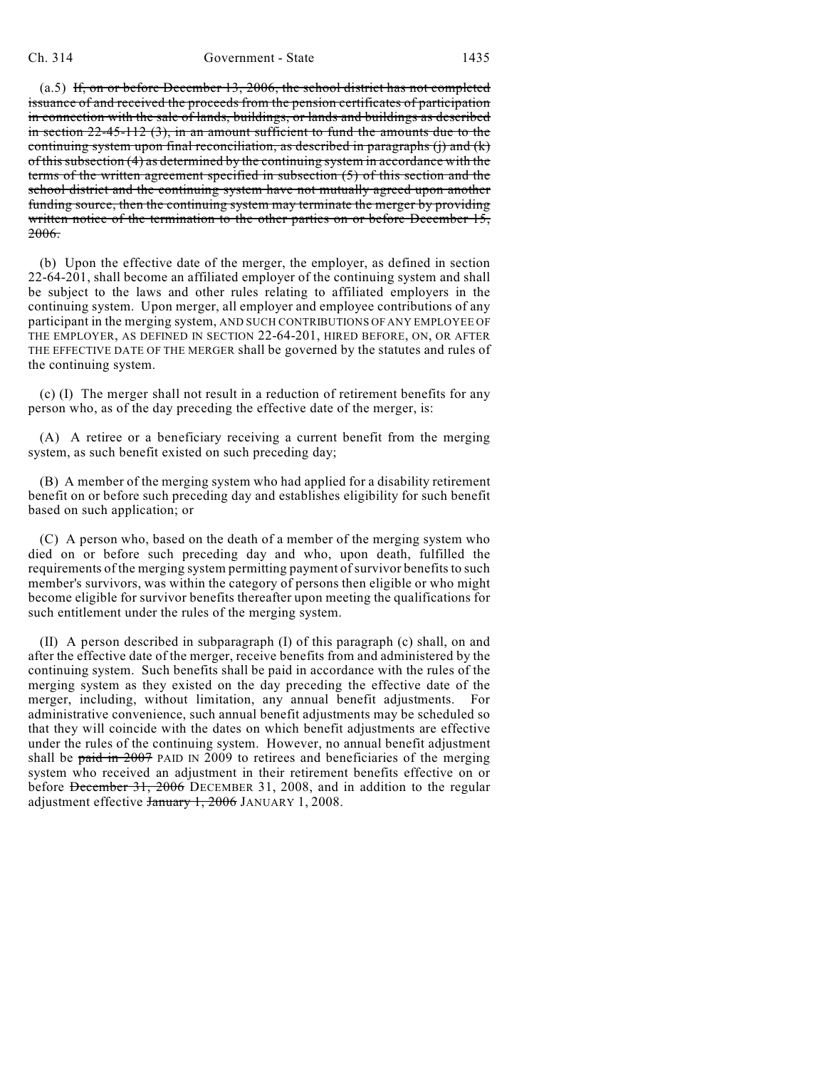(a.5) ~~If, on or before December 13, 2006, the school district has not completed issuance of and received the proceeds from the pension certificates of participation in connection with the sale of lands, buildings, or lands and buildings as described in section 22-45-112 (3), in an amount sufficient to fund the amounts due to the continuing system upon final reconciliation, as described in paragraphs (j) and (k) of this subsection (4) as determined by the continuing system in accordance with the terms of the written agreement specified in subsection (5) of this section and the school district and the continuing system have not mutually agreed upon another funding source, then the continuing system may terminate the merger by providing written notice of the termination to the other parties on or before December 15, 2006.~~

(b) Upon the effective date of the merger, the employer, as defined in section 22-64-201, shall become an affiliated employer of the continuing system and shall be subject to the laws and other rules relating to affiliated employers in the continuing system. Upon merger, all employer and employee contributions of any participant in the merging system, AND SUCH CONTRIBUTIONS OF ANY EMPLOYEE OF THE EMPLOYER, AS DEFINED IN SECTION 22-64-201, HIRED BEFORE, ON, OR AFTER THE EFFECTIVE DATE OF THE MERGER shall be governed by the statutes and rules of the continuing system.

(c) (I) The merger shall not result in a reduction of retirement benefits for any person who, as of the day preceding the effective date of the merger, is:

(A) A retiree or a beneficiary receiving a current benefit from the merging system, as such benefit existed on such preceding day;

(B) A member of the merging system who had applied for a disability retirement benefit on or before such preceding day and establishes eligibility for such benefit based on such application; or

(C) A person who, based on the death of a member of the merging system who died on or before such preceding day and who, upon death, fulfilled the requirements of the merging system permitting payment of survivor benefits to such member's survivors, was within the category of persons then eligible or who might become eligible for survivor benefits thereafter upon meeting the qualifications for such entitlement under the rules of the merging system.

(II) A person described in subparagraph (I) of this paragraph (c) shall, on and after the effective date of the merger, receive benefits from and administered by the continuing system. Such benefits shall be paid in accordance with the rules of the merging system as they existed on the day preceding the effective date of the merger, including, without limitation, any annual benefit adjustments. For administrative convenience, such annual benefit adjustments may be scheduled so that they will coincide with the dates on which benefit adjustments are effective under the rules of the continuing system. However, no annual benefit adjustment shall be ~~paid in 2007~~ PAID IN 2009 to retirees and beneficiaries of the merging system who received an adjustment in their retirement benefits effective on or before ~~December 31, 2006~~ DECEMBER 31, 2008, and in addition to the regular adjustment effective ~~January 1, 2006~~ JANUARY 1, 2008.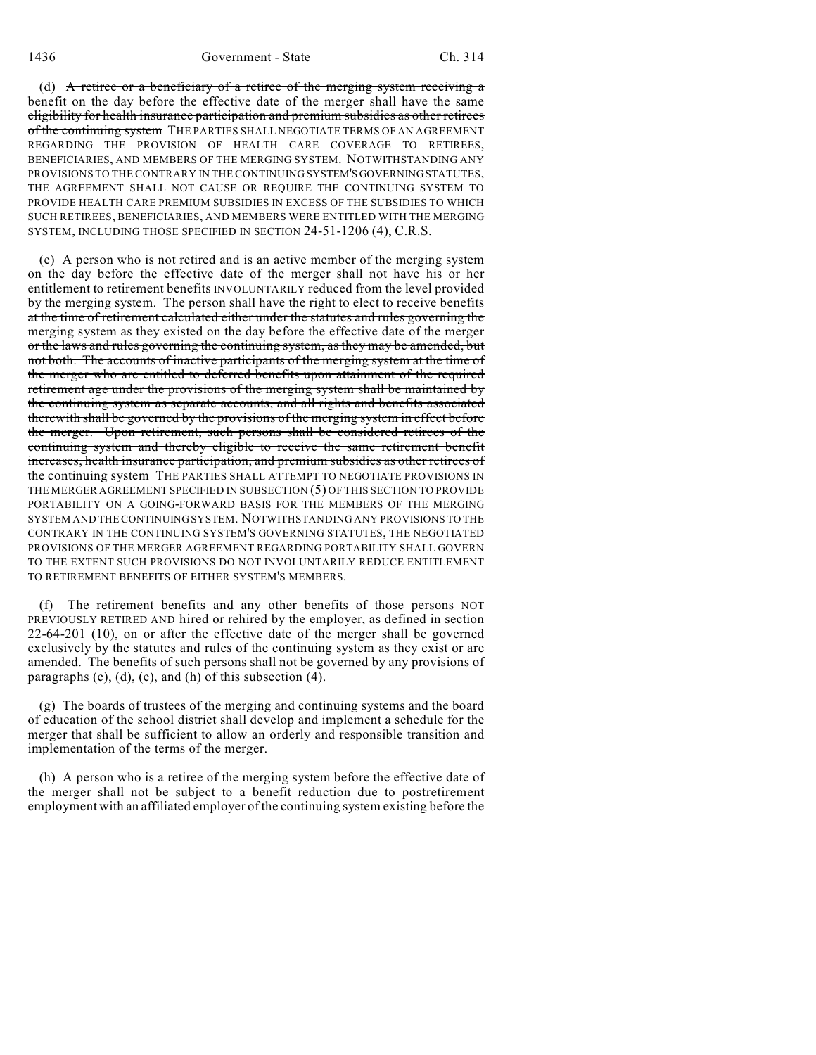(d) ~~A retiree or a beneficiary of a retiree of the merging system receiving a benefit on the day before the effective date of the merger shall have the same eligibility for health insurance participation and premium subsidies as other retirees of the continuing system~~ THE PARTIES SHALL NEGOTIATE TERMS OF AN AGREEMENT REGARDING THE PROVISION OF HEALTH CARE COVERAGE TO RETIREES, BENEFICIARIES, AND MEMBERS OF THE MERGING SYSTEM. NOTWITHSTANDING ANY PROVISIONS TO THE CONTRARY IN THE CONTINUING SYSTEM'S GOVERNING STATUTES, THE AGREEMENT SHALL NOT CAUSE OR REQUIRE THE CONTINUING SYSTEM TO PROVIDE HEALTH CARE PREMIUM SUBSIDIES IN EXCESS OF THE SUBSIDIES TO WHICH SUCH RETIREES, BENEFICIARIES, AND MEMBERS WERE ENTITLED WITH THE MERGING SYSTEM, INCLUDING THOSE SPECIFIED IN SECTION 24-51-1206 (4), C.R.S.

(e) A person who is not retired and is an active member of the merging system on the day before the effective date of the merger shall not have his or her entitlement to retirement benefits INVOLUNTARILY reduced from the level provided by the merging system. ~~The person shall have the right to elect to receive benefits at the time of retirement calculated either under the statutes and rules governing the merging system as they existed on the day before the effective date of the merger or the laws and rules governing the continuing system, as they may be amended, but not both. The accounts of inactive participants of the merging system at the time of the merger who are entitled to deferred benefits upon attainment of the required retirement age under the provisions of the merging system shall be maintained by the continuing system as separate accounts, and all rights and benefits associated therewith shall be governed by the provisions of the merging system in effect before the merger. Upon retirement, such persons shall be considered retirees of the continuing system and thereby eligible to receive the same retirement benefit increases, health insurance participation, and premium subsidies as other retirees of the continuing system~~ THE PARTIES SHALL ATTEMPT TO NEGOTIATE PROVISIONS IN THE MERGER AGREEMENT SPECIFIED IN SUBSECTION (5) OF THIS SECTION TO PROVIDE PORTABILITY ON A GOING-FORWARD BASIS FOR THE MEMBERS OF THE MERGING SYSTEM AND THE CONTINUING SYSTEM. NOTWITHSTANDING ANY PROVISIONS TO THE CONTRARY IN THE CONTINUING SYSTEM'S GOVERNING STATUTES, THE NEGOTIATED PROVISIONS OF THE MERGER AGREEMENT REGARDING PORTABILITY SHALL GOVERN TO THE EXTENT SUCH PROVISIONS DO NOT INVOLUNTARILY REDUCE ENTITLEMENT TO RETIREMENT BENEFITS OF EITHER SYSTEM'S MEMBERS.

(f) The retirement benefits and any other benefits of those persons NOT PREVIOUSLY RETIRED AND hired or rehired by the employer, as defined in section 22-64-201 (10), on or after the effective date of the merger shall be governed exclusively by the statutes and rules of the continuing system as they exist or are amended. The benefits of such persons shall not be governed by any provisions of paragraphs (c), (d), (e), and (h) of this subsection (4).

(g) The boards of trustees of the merging and continuing systems and the board of education of the school district shall develop and implement a schedule for the merger that shall be sufficient to allow an orderly and responsible transition and implementation of the terms of the merger.

(h) A person who is a retiree of the merging system before the effective date of the merger shall not be subject to a benefit reduction due to postretirement employment with an affiliated employer of the continuing system existing before the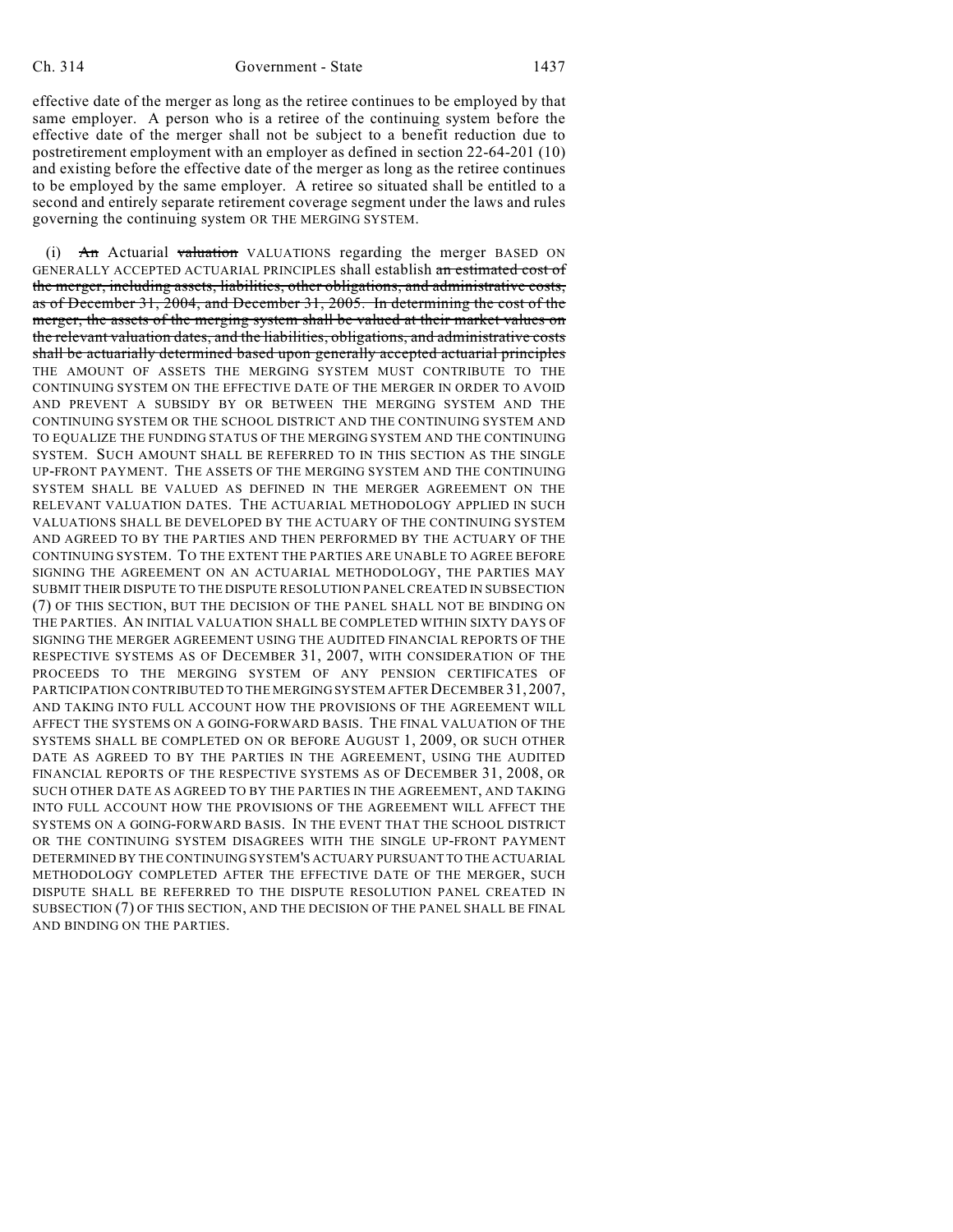effective date of the merger as long as the retiree continues to be employed by that same employer. A person who is a retiree of the continuing system before the effective date of the merger shall not be subject to a benefit reduction due to postretirement employment with an employer as defined in section 22-64-201 (10) and existing before the effective date of the merger as long as the retiree continues to be employed by the same employer. A retiree so situated shall be entitled to a second and entirely separate retirement coverage segment under the laws and rules governing the continuing system OR THE MERGING SYSTEM.

(i) ~~An~~ Actuarial ~~valuation~~ VALUATIONS regarding the merger BASED ON GENERALLY ACCEPTED ACTUARIAL PRINCIPLES shall establish ~~an estimated cost of the merger, including assets, liabilities, other obligations, and administrative costs, as of December 31, 2004, and December 31, 2005. In determining the cost of the merger, the assets of the merging system shall be valued at their market values on the relevant valuation dates, and the liabilities, obligations, and administrative costs shall be actuarially determined based upon generally accepted actuarial principles~~ THE AMOUNT OF ASSETS THE MERGING SYSTEM MUST CONTRIBUTE TO THE CONTINUING SYSTEM ON THE EFFECTIVE DATE OF THE MERGER IN ORDER TO AVOID AND PREVENT A SUBSIDY BY OR BETWEEN THE MERGING SYSTEM AND THE CONTINUING SYSTEM OR THE SCHOOL DISTRICT AND THE CONTINUING SYSTEM AND TO EQUALIZE THE FUNDING STATUS OF THE MERGING SYSTEM AND THE CONTINUING SYSTEM. SUCH AMOUNT SHALL BE REFERRED TO IN THIS SECTION AS THE SINGLE UP-FRONT PAYMENT. THE ASSETS OF THE MERGING SYSTEM AND THE CONTINUING SYSTEM SHALL BE VALUED AS DEFINED IN THE MERGER AGREEMENT ON THE RELEVANT VALUATION DATES. THE ACTUARIAL METHODOLOGY APPLIED IN SUCH VALUATIONS SHALL BE DEVELOPED BY THE ACTUARY OF THE CONTINUING SYSTEM AND AGREED TO BY THE PARTIES AND THEN PERFORMED BY THE ACTUARY OF THE CONTINUING SYSTEM. TO THE EXTENT THE PARTIES ARE UNABLE TO AGREE BEFORE SIGNING THE AGREEMENT ON AN ACTUARIAL METHODOLOGY, THE PARTIES MAY SUBMIT THEIR DISPUTE TO THE DISPUTE RESOLUTION PANEL CREATED IN SUBSECTION (7) OF THIS SECTION, BUT THE DECISION OF THE PANEL SHALL NOT BE BINDING ON THE PARTIES. AN INITIAL VALUATION SHALL BE COMPLETED WITHIN SIXTY DAYS OF SIGNING THE MERGER AGREEMENT USING THE AUDITED FINANCIAL REPORTS OF THE RESPECTIVE SYSTEMS AS OF DECEMBER 31, 2007, WITH CONSIDERATION OF THE PROCEEDS TO THE MERGING SYSTEM OF ANY PENSION CERTIFICATES OF PARTICIPATION CONTRIBUTED TO THE MERGING SYSTEM AFTER DECEMBER 31, 2007, AND TAKING INTO FULL ACCOUNT HOW THE PROVISIONS OF THE AGREEMENT WILL AFFECT THE SYSTEMS ON A GOING-FORWARD BASIS. THE FINAL VALUATION OF THE SYSTEMS SHALL BE COMPLETED ON OR BEFORE AUGUST 1, 2009, OR SUCH OTHER DATE AS AGREED TO BY THE PARTIES IN THE AGREEMENT, USING THE AUDITED FINANCIAL REPORTS OF THE RESPECTIVE SYSTEMS AS OF DECEMBER 31, 2008, OR SUCH OTHER DATE AS AGREED TO BY THE PARTIES IN THE AGREEMENT, AND TAKING INTO FULL ACCOUNT HOW THE PROVISIONS OF THE AGREEMENT WILL AFFECT THE SYSTEMS ON A GOING-FORWARD BASIS. IN THE EVENT THAT THE SCHOOL DISTRICT OR THE CONTINUING SYSTEM DISAGREES WITH THE SINGLE UP-FRONT PAYMENT DETERMINED BY THE CONTINUING SYSTEM'S ACTUARY PURSUANT TO THE ACTUARIAL METHODOLOGY COMPLETED AFTER THE EFFECTIVE DATE OF THE MERGER, SUCH DISPUTE SHALL BE REFERRED TO THE DISPUTE RESOLUTION PANEL CREATED IN SUBSECTION (7) OF THIS SECTION, AND THE DECISION OF THE PANEL SHALL BE FINAL AND BINDING ON THE PARTIES.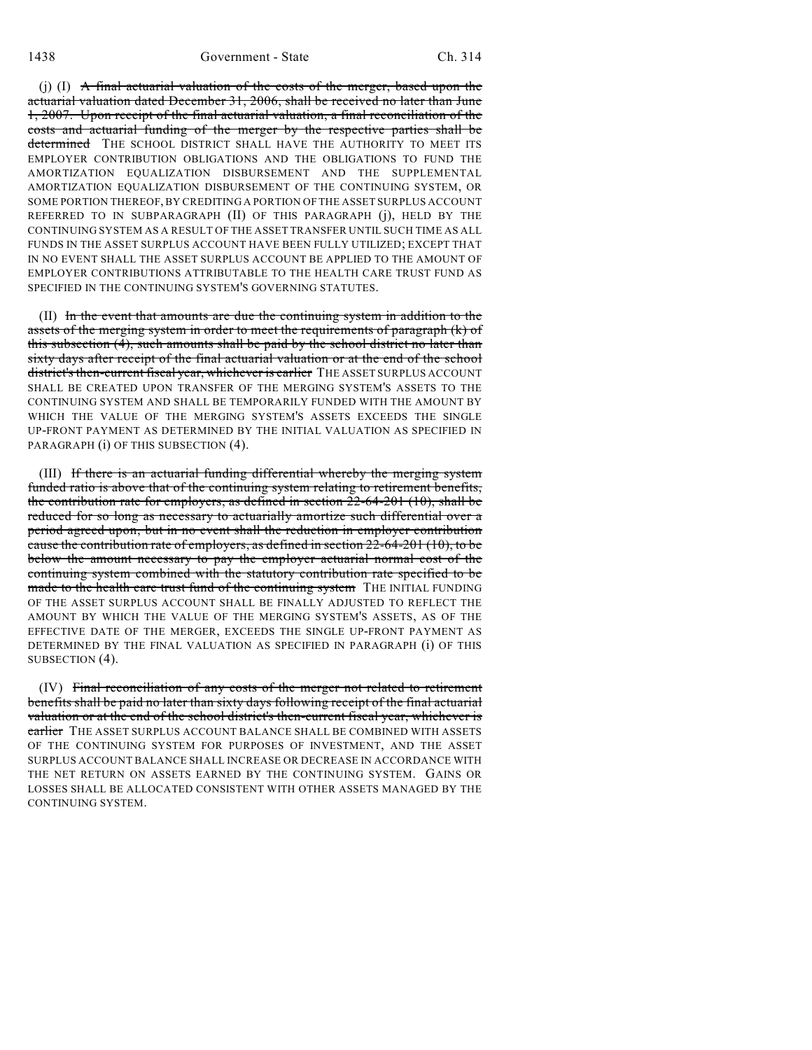(j) (I) ~~A final actuarial valuation of the costs of the merger, based upon the actuarial valuation dated December 31, 2006, shall be received no later than June 1, 2007. Upon receipt of the final actuarial valuation, a final reconciliation of the costs and actuarial funding of the merger by the respective parties shall be determined~~ THE SCHOOL DISTRICT SHALL HAVE THE AUTHORITY TO MEET ITS EMPLOYER CONTRIBUTION OBLIGATIONS AND THE OBLIGATIONS TO FUND THE AMORTIZATION EQUALIZATION DISBURSEMENT AND THE SUPPLEMENTAL AMORTIZATION EQUALIZATION DISBURSEMENT OF THE CONTINUING SYSTEM, OR SOME PORTION THEREOF, BY CREDITING A PORTION OF THE ASSET SURPLUS ACCOUNT REFERRED TO IN SUBPARAGRAPH (II) OF THIS PARAGRAPH (j), HELD BY THE CONTINUING SYSTEM AS A RESULT OF THE ASSET TRANSFER UNTIL SUCH TIME AS ALL FUNDS IN THE ASSET SURPLUS ACCOUNT HAVE BEEN FULLY UTILIZED; EXCEPT THAT IN NO EVENT SHALL THE ASSET SURPLUS ACCOUNT BE APPLIED TO THE AMOUNT OF EMPLOYER CONTRIBUTIONS ATTRIBUTABLE TO THE HEALTH CARE TRUST FUND AS SPECIFIED IN THE CONTINUING SYSTEM'S GOVERNING STATUTES.

(II) ~~In the event that amounts are due the continuing system in addition to the assets of the merging system in order to meet the requirements of paragraph (k) of this subsection (4), such amounts shall be paid by the school district no later than sixty days after receipt of the final actuarial valuation or at the end of the school district's then-current fiscal year, whichever is earlier~~ THE ASSET SURPLUS ACCOUNT SHALL BE CREATED UPON TRANSFER OF THE MERGING SYSTEM'S ASSETS TO THE CONTINUING SYSTEM AND SHALL BE TEMPORARILY FUNDED WITH THE AMOUNT BY WHICH THE VALUE OF THE MERGING SYSTEM'S ASSETS EXCEEDS THE SINGLE UP-FRONT PAYMENT AS DETERMINED BY THE INITIAL VALUATION AS SPECIFIED IN PARAGRAPH (i) OF THIS SUBSECTION (4).

(III) ~~If there is an actuarial funding differential whereby the merging system funded ratio is above that of the continuing system relating to retirement benefits, the contribution rate for employers, as defined in section 22-64-201 (10), shall be reduced for so long as necessary to actuarially amortize such differential over a period agreed upon, but in no event shall the reduction in employer contribution cause the contribution rate of employers, as defined in section 22-64-201 (10), to be below the amount necessary to pay the employer actuarial normal cost of the continuing system combined with the statutory contribution rate specified to be made to the health care trust fund of the continuing system~~ THE INITIAL FUNDING OF THE ASSET SURPLUS ACCOUNT SHALL BE FINALLY ADJUSTED TO REFLECT THE AMOUNT BY WHICH THE VALUE OF THE MERGING SYSTEM'S ASSETS, AS OF THE EFFECTIVE DATE OF THE MERGER, EXCEEDS THE SINGLE UP-FRONT PAYMENT AS DETERMINED BY THE FINAL VALUATION AS SPECIFIED IN PARAGRAPH (i) OF THIS SUBSECTION (4).

(IV) ~~Final reconciliation of any costs of the merger not related to retirement benefits shall be paid no later than sixty days following receipt of the final actuarial valuation or at the end of the school district's then-current fiscal year, whichever is earlier~~ THE ASSET SURPLUS ACCOUNT BALANCE SHALL BE COMBINED WITH ASSETS OF THE CONTINUING SYSTEM FOR PURPOSES OF INVESTMENT, AND THE ASSET SURPLUS ACCOUNT BALANCE SHALL INCREASE OR DECREASE IN ACCORDANCE WITH THE NET RETURN ON ASSETS EARNED BY THE CONTINUING SYSTEM. GAINS OR LOSSES SHALL BE ALLOCATED CONSISTENT WITH OTHER ASSETS MANAGED BY THE CONTINUING SYSTEM.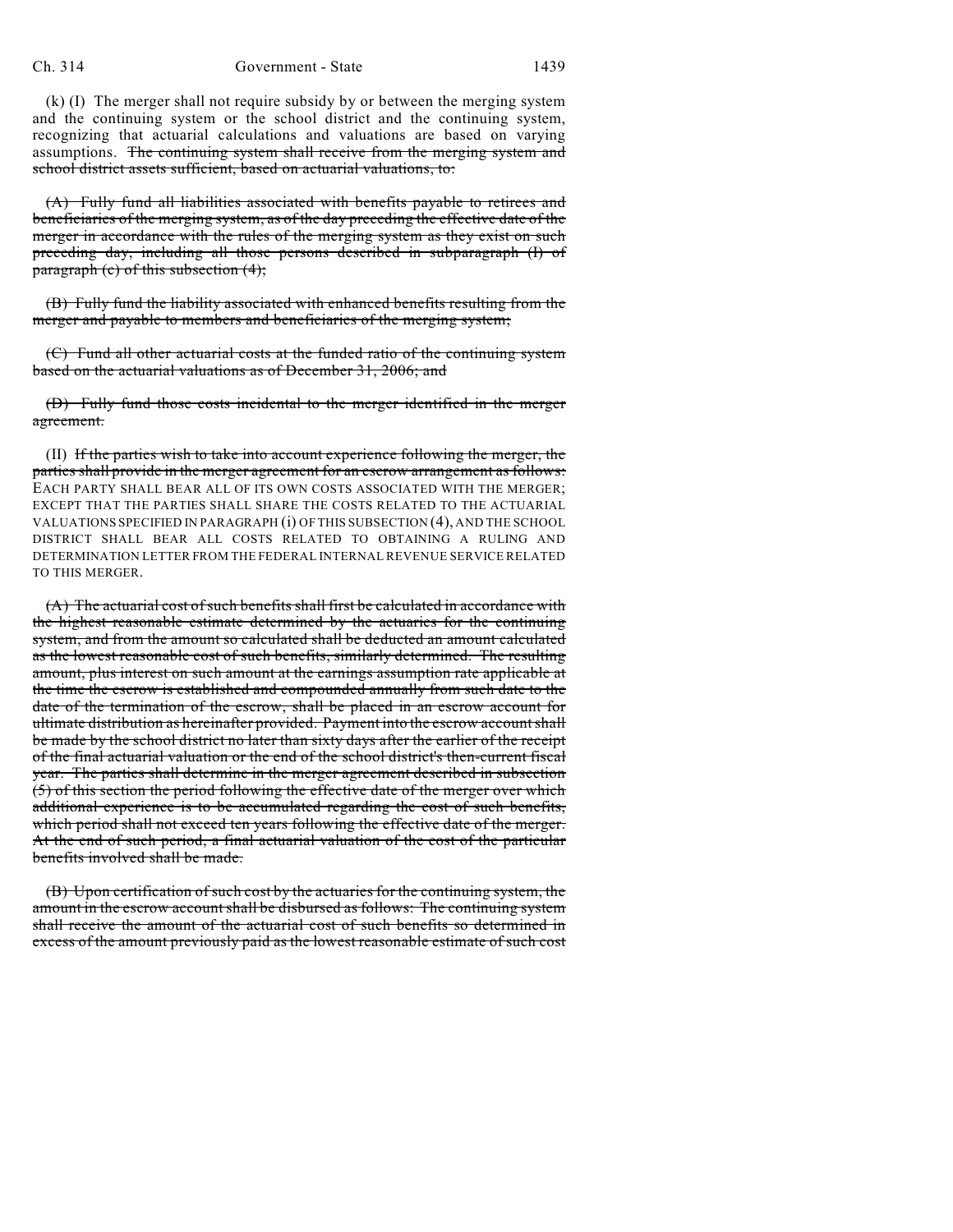(k) (I) The merger shall not require subsidy by or between the merging system and the continuing system or the school district and the continuing system, recognizing that actuarial calculations and valuations are based on varying assumptions. ~~The continuing system shall receive from the merging system and school district assets sufficient, based on actuarial valuations, to:~~

~~(A) Fully fund all liabilities associated with benefits payable to retirees and beneficiaries of the merging system, as of the day preceding the effective date of the merger in accordance with the rules of the merging system as they exist on such preceding day, including all those persons described in subparagraph (I) of paragraph (c) of this subsection (4);~~

~~(B) Fully fund the liability associated with enhanced benefits resulting from the merger and payable to members and beneficiaries of the merging system;~~

~~(C) Fund all other actuarial costs at the funded ratio of the continuing system based on the actuarial valuations as of December 31, 2006; and~~

~~(D) Fully fund those costs incidental to the merger identified in the merger agreement.~~

(II) ~~If the parties wish to take into account experience following the merger, the parties shall provide in the merger agreement for an escrow arrangement as follows:~~ EACH PARTY SHALL BEAR ALL OF ITS OWN COSTS ASSOCIATED WITH THE MERGER; EXCEPT THAT THE PARTIES SHALL SHARE THE COSTS RELATED TO THE ACTUARIAL VALUATIONS SPECIFIED IN PARAGRAPH (i) OF THIS SUBSECTION (4), AND THE SCHOOL DISTRICT SHALL BEAR ALL COSTS RELATED TO OBTAINING A RULING AND DETERMINATION LETTER FROM THE FEDERAL INTERNAL REVENUE SERVICE RELATED TO THIS MERGER.

~~(A) The actuarial cost of such benefits shall first be calculated in accordance with the highest reasonable estimate determined by the actuaries for the continuing system, and from the amount so calculated shall be deducted an amount calculated as the lowest reasonable cost of such benefits, similarly determined. The resulting amount, plus interest on such amount at the earnings assumption rate applicable at the time the escrow is established and compounded annually from such date to the date of the termination of the escrow, shall be placed in an escrow account for ultimate distribution as hereinafter provided. Payment into the escrow account shall be made by the school district no later than sixty days after the earlier of the receipt of the final actuarial valuation or the end of the school district's then-current fiscal year. The parties shall determine in the merger agreement described in subsection (5) of this section the period following the effective date of the merger over which additional experience is to be accumulated regarding the cost of such benefits, which period shall not exceed ten years following the effective date of the merger. At the end of such period, a final actuarial valuation of the cost of the particular benefits involved shall be made.~~

~~(B) Upon certification of such cost by the actuaries for the continuing system, the amount in the escrow account shall be disbursed as follows: The continuing system shall receive the amount of the actuarial cost of such benefits so determined in excess of the amount previously paid as the lowest reasonable estimate of such cost~~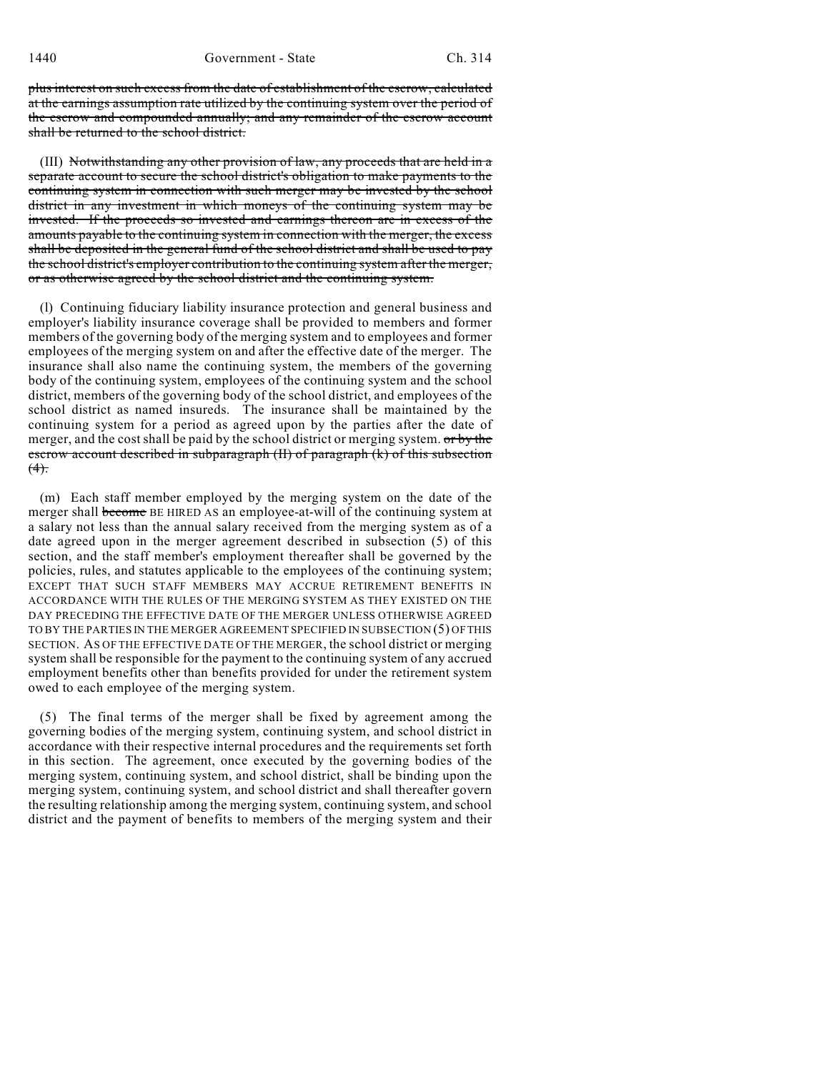~~plus interest on such excess from the date of establishment of the escrow, calculated at the earnings assumption rate utilized by the continuing system over the period of the escrow and compounded annually; and any remainder of the escrow account shall be returned to the school district.~~

(III) ~~Notwithstanding any other provision of law, any proceeds that are held in a separate account to secure the school district's obligation to make payments to the continuing system in connection with such merger may be invested by the school district in any investment in which moneys of the continuing system may be invested. If the proceeds so invested and earnings thereon are in excess of the amounts payable to the continuing system in connection with the merger, the excess shall be deposited in the general fund of the school district and shall be used to pay the school district's employer contribution to the continuing system after the merger, or as otherwise agreed by the school district and the continuing system.~~

(l) Continuing fiduciary liability insurance protection and general business and employer's liability insurance coverage shall be provided to members and former members of the governing body of the merging system and to employees and former employees of the merging system on and after the effective date of the merger. The insurance shall also name the continuing system, the members of the governing body of the continuing system, employees of the continuing system and the school district, members of the governing body of the school district, and employees of the school district as named insureds. The insurance shall be maintained by the continuing system for a period as agreed upon by the parties after the date of merger, and the cost shall be paid by the school district or merging system. ~~or by the escrow account described in subparagraph (II) of paragraph (k) of this subsection (4).~~

(m) Each staff member employed by the merging system on the date of the merger shall ~~become~~ BE HIRED AS an employee-at-will of the continuing system at a salary not less than the annual salary received from the merging system as of a date agreed upon in the merger agreement described in subsection (5) of this section, and the staff member's employment thereafter shall be governed by the policies, rules, and statutes applicable to the employees of the continuing system; EXCEPT THAT SUCH STAFF MEMBERS MAY ACCRUE RETIREMENT BENEFITS IN ACCORDANCE WITH THE RULES OF THE MERGING SYSTEM AS THEY EXISTED ON THE DAY PRECEDING THE EFFECTIVE DATE OF THE MERGER UNLESS OTHERWISE AGREED TO BY THE PARTIES IN THE MERGER AGREEMENT SPECIFIED IN SUBSECTION (5) OF THIS SECTION. AS OF THE EFFECTIVE DATE OF THE MERGER, the school district or merging system shall be responsible for the payment to the continuing system of any accrued employment benefits other than benefits provided for under the retirement system owed to each employee of the merging system.

(5) The final terms of the merger shall be fixed by agreement among the governing bodies of the merging system, continuing system, and school district in accordance with their respective internal procedures and the requirements set forth in this section. The agreement, once executed by the governing bodies of the merging system, continuing system, and school district, shall be binding upon the merging system, continuing system, and school district and shall thereafter govern the resulting relationship among the merging system, continuing system, and school district and the payment of benefits to members of the merging system and their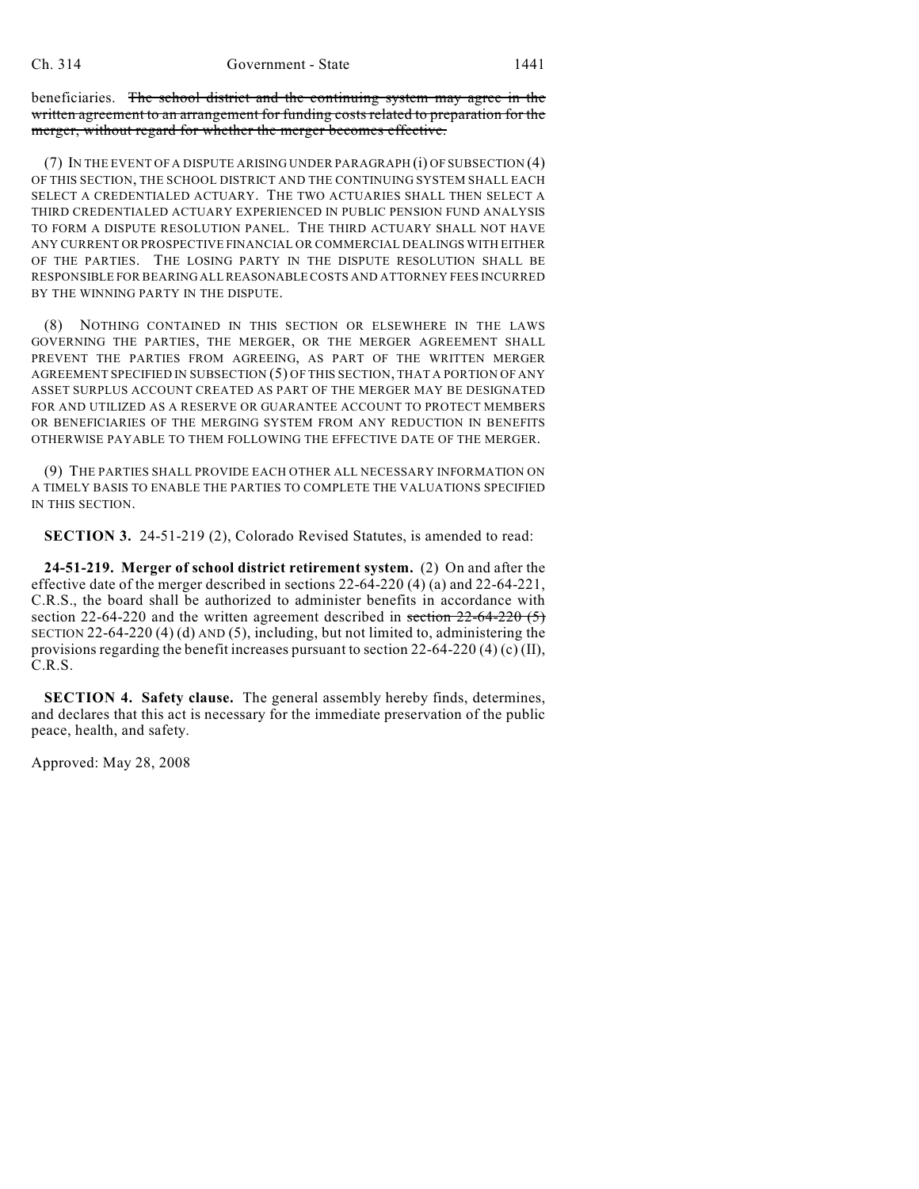beneficiaries. ~~The school district and the continuing system may agree in the written agreement to an arrangement for funding costs related to preparation for the merger, without regard for whether the merger becomes effective.~~

(7) IN THE EVENT OF A DISPUTE ARISING UNDER PARAGRAPH (i) OF SUBSECTION (4) OF THIS SECTION, THE SCHOOL DISTRICT AND THE CONTINUING SYSTEM SHALL EACH SELECT A CREDENTIALED ACTUARY. THE TWO ACTUARIES SHALL THEN SELECT A THIRD CREDENTIALED ACTUARY EXPERIENCED IN PUBLIC PENSION FUND ANALYSIS TO FORM A DISPUTE RESOLUTION PANEL. THE THIRD ACTUARY SHALL NOT HAVE ANY CURRENT OR PROSPECTIVE FINANCIAL OR COMMERCIAL DEALINGS WITH EITHER OF THE PARTIES. THE LOSING PARTY IN THE DISPUTE RESOLUTION SHALL BE RESPONSIBLE FOR BEARING ALL REASONABLE COSTS AND ATTORNEY FEES INCURRED BY THE WINNING PARTY IN THE DISPUTE.

(8) NOTHING CONTAINED IN THIS SECTION OR ELSEWHERE IN THE LAWS GOVERNING THE PARTIES, THE MERGER, OR THE MERGER AGREEMENT SHALL PREVENT THE PARTIES FROM AGREEING, AS PART OF THE WRITTEN MERGER AGREEMENT SPECIFIED IN SUBSECTION (5) OF THIS SECTION, THAT A PORTION OF ANY ASSET SURPLUS ACCOUNT CREATED AS PART OF THE MERGER MAY BE DESIGNATED FOR AND UTILIZED AS A RESERVE OR GUARANTEE ACCOUNT TO PROTECT MEMBERS OR BENEFICIARIES OF THE MERGING SYSTEM FROM ANY REDUCTION IN BENEFITS OTHERWISE PAYABLE TO THEM FOLLOWING THE EFFECTIVE DATE OF THE MERGER.

(9) THE PARTIES SHALL PROVIDE EACH OTHER ALL NECESSARY INFORMATION ON A TIMELY BASIS TO ENABLE THE PARTIES TO COMPLETE THE VALUATIONS SPECIFIED IN THIS SECTION.

**SECTION 3.** 24-51-219 (2), Colorado Revised Statutes, is amended to read:

**24-51-219. Merger of school district retirement system.** (2) On and after the effective date of the merger described in sections 22-64-220 (4) (a) and 22-64-221, C.R.S., the board shall be authorized to administer benefits in accordance with section 22-64-220 and the written agreement described in ~~section 22-64-220 (5)~~ SECTION 22-64-220 (4) (d) AND (5), including, but not limited to, administering the provisions regarding the benefit increases pursuant to section 22-64-220 (4) (c) (II), C.R.S.

**SECTION 4. Safety clause.** The general assembly hereby finds, determines, and declares that this act is necessary for the immediate preservation of the public peace, health, and safety.

Approved: May 28, 2008